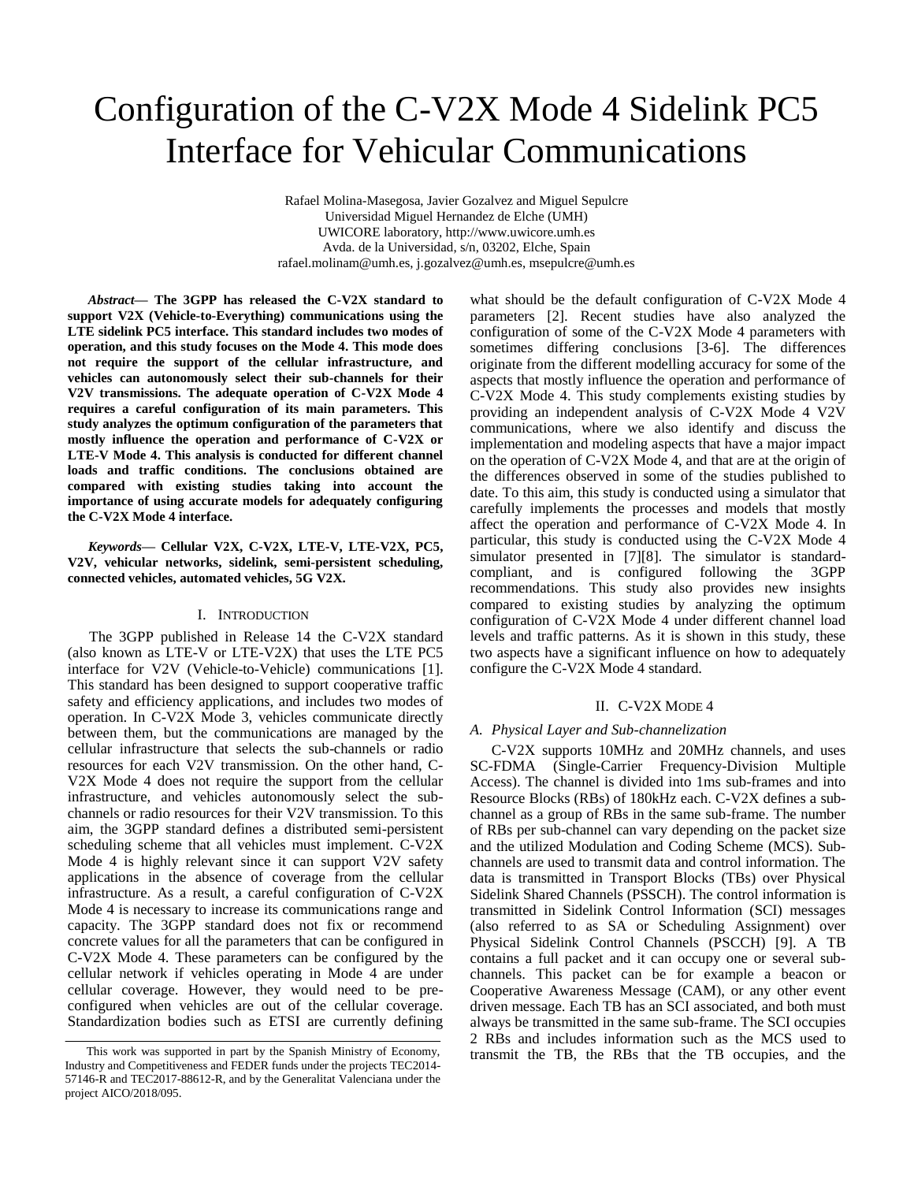# Configuration of the C-V2X Mode 4 Sidelink PC5 Interface for Vehicular Communications

Rafael Molina-Masegosa, Javier Gozalvez and Miguel Sepulcre
Universidad Miguel Hernandez de Elche (UMH)
UWICORE laboratory, http://www.uwicore.umh.es
Avda. de la Universidad, s/n, 03202, Elche, Spain
rafael.molinam@umh.es, j.gozalvez@umh.es, msepulcre@umh.es

***Abstract*— The 3GPP has released the C-V2X standard to support V2X (Vehicle-to-Everything) communications using the LTE sidelink PC5 interface. This standard includes two modes of operation, and this study focuses on the Mode 4. This mode does not require the support of the cellular infrastructure, and vehicles can autonomously select their sub-channels for their V2V transmissions. The adequate operation of C-V2X Mode 4 requires a careful configuration of its main parameters. This study analyzes the optimum configuration of the parameters that mostly influence the operation and performance of C-V2X or LTE-V Mode 4. This analysis is conducted for different channel loads and traffic conditions. The conclusions obtained are compared with existing studies taking into account the importance of using accurate models for adequately configuring the C-V2X Mode 4 interface.**

***Keywords*— Cellular V2X, C-V2X, LTE-V, LTE-V2X, PC5, V2V, vehicular networks, sidelink, semi-persistent scheduling, connected vehicles, automated vehicles, 5G V2X.**

## I. Introduction

The 3GPP published in Release 14 the C-V2X standard (also known as LTE-V or LTE-V2X) that uses the LTE PC5 interface for V2V (Vehicle-to-Vehicle) communications [1]. This standard has been designed to support cooperative traffic safety and efficiency applications, and includes two modes of operation. In C-V2X Mode 3, vehicles communicate directly between them, but the communications are managed by the cellular infrastructure that selects the sub-channels or radio resources for each V2V transmission. On the other hand, C-V2X Mode 4 does not require the support from the cellular infrastructure, and vehicles autonomously select the sub-channels or radio resources for their V2V transmission. To this aim, the 3GPP standard defines a distributed semi-persistent scheduling scheme that all vehicles must implement. C-V2X Mode 4 is highly relevant since it can support V2V safety applications in the absence of coverage from the cellular infrastructure. As a result, a careful configuration of C-V2X Mode 4 is necessary to increase its communications range and capacity. The 3GPP standard does not fix or recommend concrete values for all the parameters that can be configured in C-V2X Mode 4. These parameters can be configured by the cellular network if vehicles operating in Mode 4 are under cellular coverage. However, they would need to be pre-configured when vehicles are out of the cellular coverage. Standardization bodies such as ETSI are currently defining what should be the default configuration of C-V2X Mode 4 parameters [2]. Recent studies have also analyzed the configuration of some of the C-V2X Mode 4 parameters with sometimes differing conclusions [3-6]. The differences originate from the different modelling accuracy for some of the aspects that mostly influence the operation and performance of C-V2X Mode 4. This study complements existing studies by providing an independent analysis of C-V2X Mode 4 V2V communications, where we also identify and discuss the implementation and modeling aspects that have a major impact on the operation of C-V2X Mode 4, and that are at the origin of the differences observed in some of the studies published to date. To this aim, this study is conducted using a simulator that carefully implements the processes and models that mostly affect the operation and performance of C-V2X Mode 4. In particular, this study is conducted using the C-V2X Mode 4 simulator presented in [7][8]. The simulator is standard-compliant, and is configured following the 3GPP recommendations. This study also provides new insights compared to existing studies by analyzing the optimum configuration of C-V2X Mode 4 under different channel load levels and traffic patterns. As it is shown in this study, these two aspects have a significant influence on how to adequately configure the C-V2X Mode 4 standard.

## II. C-V2X Mode 4

### *A. Physical Layer and Sub-channelization*

C-V2X supports 10MHz and 20MHz channels, and uses SC-FDMA (Single-Carrier Frequency-Division Multiple Access). The channel is divided into 1ms sub-frames and into Resource Blocks (RBs) of 180kHz each. C-V2X defines a sub-channel as a group of RBs in the same sub-frame. The number of RBs per sub-channel can vary depending on the packet size and the utilized Modulation and Coding Scheme (MCS). Sub-channels are used to transmit data and control information. The data is transmitted in Transport Blocks (TBs) over Physical Sidelink Shared Channels (PSSCH). The control information is transmitted in Sidelink Control Information (SCI) messages (also referred to as SA or Scheduling Assignment) over Physical Sidelink Control Channels (PSCCH) [9]. A TB contains a full packet and it can occupy one or several sub-channels. This packet can be for example a beacon or Cooperative Awareness Message (CAM), or any other event driven message. Each TB has an SCI associated, and both must always be transmitted in the same sub-frame. The SCI occupies 2 RBs and includes information such as the MCS used to transmit the TB, the RBs that the TB occupies, and the

This work was supported in part by the Spanish Ministry of Economy, Industry and Competitiveness and FEDER funds under the projects TEC2014-57146-R and TEC2017-88612-R, and by the Generalitat Valenciana under the project AICO/2018/095.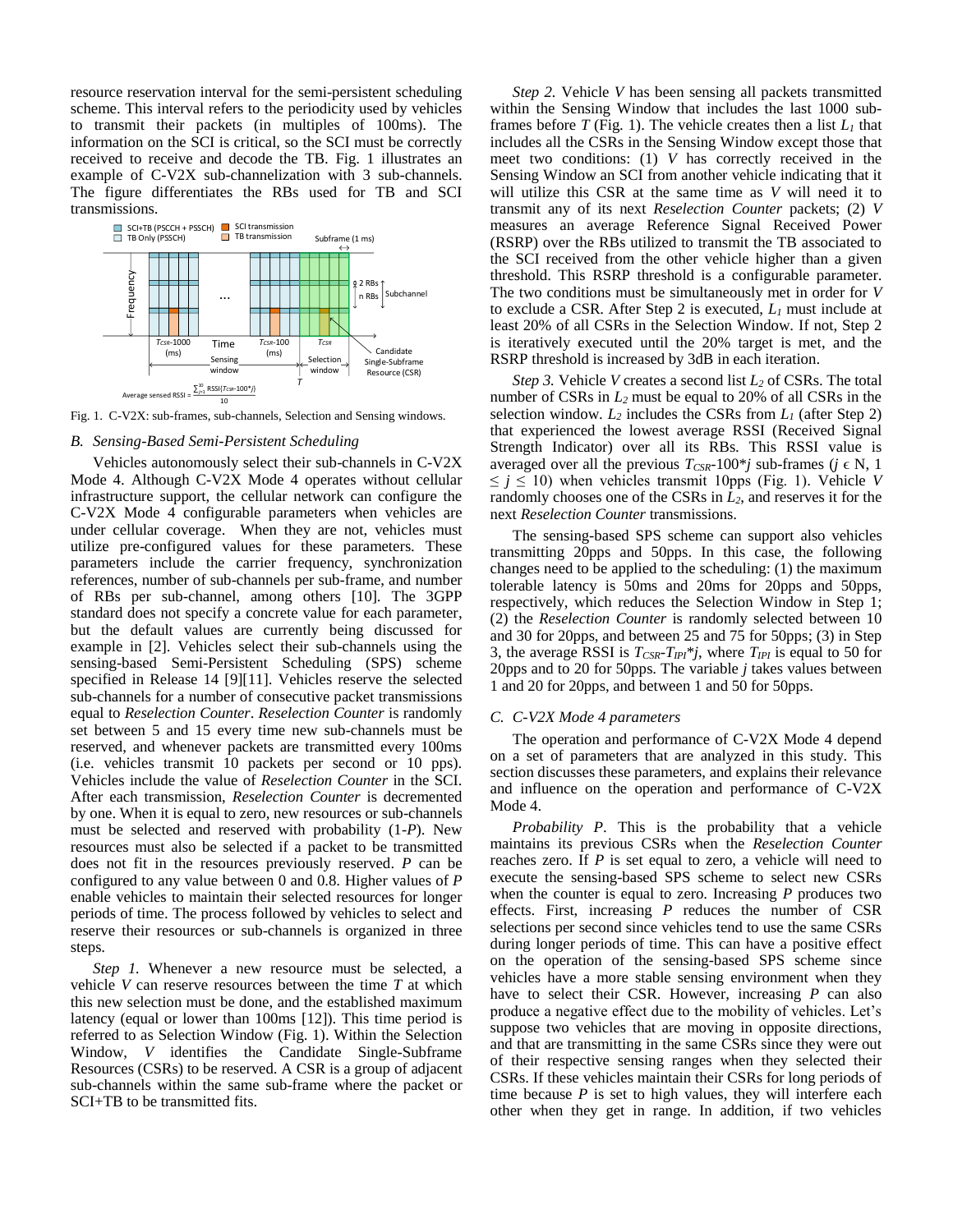resource reservation interval for the semi-persistent scheduling scheme. This interval refers to the periodicity used by vehicles to transmit their packets (in multiples of 100ms). The information on the SCI is critical, so the SCI must be correctly received to receive and decode the TB. Fig. 1 illustrates an example of C-V2X sub-channelization with 3 sub-channels. The figure differentiates the RBs used for TB and SCI transmissions.

Fig. 1. C-V2X: sub-frames, sub-channels, Selection and Sensing windows.

### *B. Sensing-Based Semi-Persistent Scheduling*

Vehicles autonomously select their sub-channels in C-V2X Mode 4. Although C-V2X Mode 4 operates without cellular infrastructure support, the cellular network can configure the C-V2X Mode 4 configurable parameters when vehicles are under cellular coverage. When they are not, vehicles must utilize pre-configured values for these parameters. These parameters include the carrier frequency, synchronization references, number of sub-channels per sub-frame, and number of RBs per sub-channel, among others [10]. The 3GPP standard does not specify a concrete value for each parameter, but the default values are currently being discussed for example in [2]. Vehicles select their sub-channels using the sensing-based Semi-Persistent Scheduling (SPS) scheme specified in Release 14 [9][11]. Vehicles reserve the selected sub-channels for a number of consecutive packet transmissions equal to *Reselection Counter*. *Reselection Counter* is randomly set between 5 and 15 every time new sub-channels must be reserved, and whenever packets are transmitted every 100ms (i.e. vehicles transmit 10 packets per second or 10 pps). Vehicles include the value of *Reselection Counter* in the SCI. After each transmission, *Reselection Counter* is decremented by one. When it is equal to zero, new resources or sub-channels must be selected and reserved with probability (1-*P*). New resources must also be selected if a packet to be transmitted does not fit in the resources previously reserved. *P* can be configured to any value between 0 and 0.8. Higher values of *P* enable vehicles to maintain their selected resources for longer periods of time. The process followed by vehicles to select and reserve their resources or sub-channels is organized in three steps.

*Step 1.* Whenever a new resource must be selected, a vehicle *V* can reserve resources between the time *T* at which this new selection must be done, and the established maximum latency (equal or lower than 100ms [12]). This time period is referred to as Selection Window (Fig. 1). Within the Selection Window, *V* identifies the Candidate Single-Subframe Resources (CSRs) to be reserved. A CSR is a group of adjacent sub-channels within the same sub-frame where the packet or SCI+TB to be transmitted fits.

*Step 2.* Vehicle *V* has been sensing all packets transmitted within the Sensing Window that includes the last 1000 sub-frames before *T* (Fig. 1). The vehicle creates then a list $L_1$ that includes all the CSRs in the Sensing Window except those that meet two conditions: (1) *V* has correctly received in the Sensing Window an SCI from another vehicle indicating that it will utilize this CSR at the same time as *V* will need it to transmit any of its next *Reselection Counter* packets; (2) *V* measures an average Reference Signal Received Power (RSRP) over the RBs utilized to transmit the TB associated to the SCI received from the other vehicle higher than a given threshold. This RSRP threshold is a configurable parameter. The two conditions must be simultaneously met in order for *V* to exclude a CSR. After Step 2 is executed, $L_1$ must include at least 20% of all CSRs in the Selection Window. If not, Step 2 is iteratively executed until the 20% target is met, and the RSRP threshold is increased by 3dB in each iteration.

*Step 3.* Vehicle *V* creates a second list $L_2$ of CSRs. The total number of CSRs in $L_2$ must be equal to 20% of all CSRs in the selection window. $L_2$ includes the CSRs from $L_1$ (after Step 2) that experienced the lowest average RSSI (Received Signal Strength Indicator) over all its RBs. This RSSI value is averaged over all the previous $T_{CSR}$-100\*$j$ sub-frames ($j \in$ N, $1 \leq j \leq 10$) when vehicles transmit 10pps (Fig. 1). Vehicle *V* randomly chooses one of the CSRs in $L_2$, and reserves it for the next *Reselection Counter* transmissions.

The sensing-based SPS scheme can support also vehicles transmitting 20pps and 50pps. In this case, the following changes need to be applied to the scheduling: (1) the maximum tolerable latency is 50ms and 20ms for 20pps and 50pps, respectively, which reduces the Selection Window in Step 1; (2) the *Reselection Counter* is randomly selected between 10 and 30 for 20pps, and between 25 and 75 for 50pps; (3) in Step 3, the average RSSI is $T_{CSR}$-$T_{IPI}$\*$j$, where $T_{IPI}$ is equal to 50 for 20pps and to 20 for 50pps. The variable *j* takes values between 1 and 20 for 20pps, and between 1 and 50 for 50pps.

### *C. C-V2X Mode 4 parameters*

The operation and performance of C-V2X Mode 4 depend on a set of parameters that are analyzed in this study. This section discusses these parameters, and explains their relevance and influence on the operation and performance of C-V2X Mode 4.

*Probability P*. This is the probability that a vehicle maintains its previous CSRs when the *Reselection Counter* reaches zero. If *P* is set equal to zero, a vehicle will need to execute the sensing-based SPS scheme to select new CSRs when the counter is equal to zero. Increasing *P* produces two effects. First, increasing *P* reduces the number of CSR selections per second since vehicles tend to use the same CSRs during longer periods of time. This can have a positive effect on the operation of the sensing-based SPS scheme since vehicles have a more stable sensing environment when they have to select their CSR. However, increasing *P* can also produce a negative effect due to the mobility of vehicles. Let's suppose two vehicles that are moving in opposite directions, and that are transmitting in the same CSRs since they were out of their respective sensing ranges when they selected their CSRs. If these vehicles maintain their CSRs for long periods of time because *P* is set to high values, they will interfere each other when they get in range. In addition, if two vehicles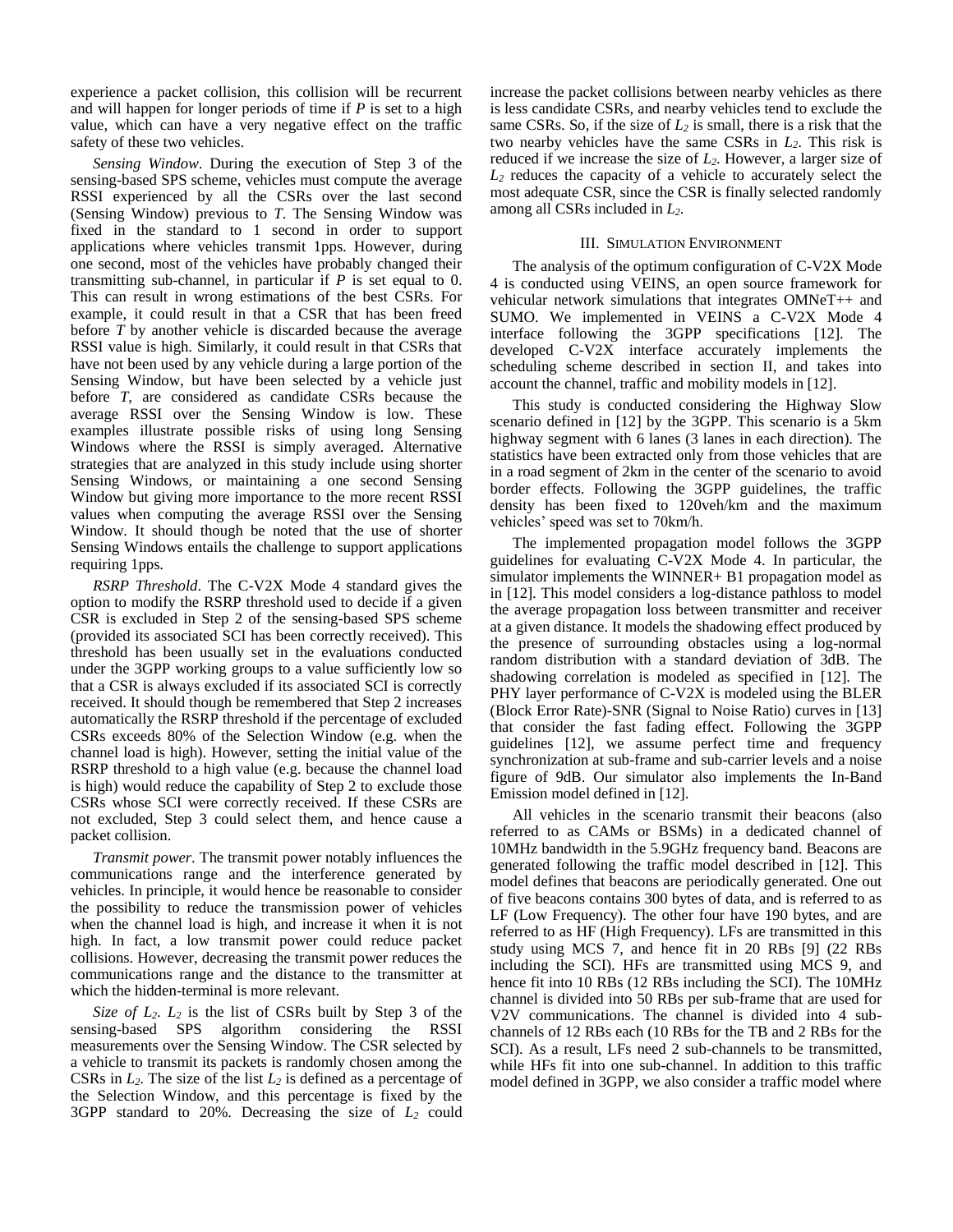experience a packet collision, this collision will be recurrent and will happen for longer periods of time if $P$ is set to a high value, which can have a very negative effect on the traffic safety of these two vehicles.

*Sensing Window*. During the execution of Step 3 of the sensing-based SPS scheme, vehicles must compute the average RSSI experienced by all the CSRs over the last second (Sensing Window) previous to $T$. The Sensing Window was fixed in the standard to 1 second in order to support applications where vehicles transmit 1pps. However, during one second, most of the vehicles have probably changed their transmitting sub-channel, in particular if $P$ is set equal to 0. This can result in wrong estimations of the best CSRs. For example, it could result in that a CSR that has been freed before $T$ by another vehicle is discarded because the average RSSI value is high. Similarly, it could result in that CSRs that have not been used by any vehicle during a large portion of the Sensing Window, but have been selected by a vehicle just before $T$, are considered as candidate CSRs because the average RSSI over the Sensing Window is low. These examples illustrate possible risks of using long Sensing Windows where the RSSI is simply averaged. Alternative strategies that are analyzed in this study include using shorter Sensing Windows, or maintaining a one second Sensing Window but giving more importance to the more recent RSSI values when computing the average RSSI over the Sensing Window. It should though be noted that the use of shorter Sensing Windows entails the challenge to support applications requiring 1pps.

*RSRP Threshold*. The C-V2X Mode 4 standard gives the option to modify the RSRP threshold used to decide if a given CSR is excluded in Step 2 of the sensing-based SPS scheme (provided its associated SCI has been correctly received). This threshold has been usually set in the evaluations conducted under the 3GPP working groups to a value sufficiently low so that a CSR is always excluded if its associated SCI is correctly received. It should though be remembered that Step 2 increases automatically the RSRP threshold if the percentage of excluded CSRs exceeds 80% of the Selection Window (e.g. when the channel load is high). However, setting the initial value of the RSRP threshold to a high value (e.g. because the channel load is high) would reduce the capability of Step 2 to exclude those CSRs whose SCI were correctly received. If these CSRs are not excluded, Step 3 could select them, and hence cause a packet collision.

*Transmit power*. The transmit power notably influences the communications range and the interference generated by vehicles. In principle, it would hence be reasonable to consider the possibility to reduce the transmission power of vehicles when the channel load is high, and increase it when it is not high. In fact, a low transmit power could reduce packet collisions. However, decreasing the transmit power reduces the communications range and the distance to the transmitter at which the hidden-terminal is more relevant.

*Size of $L_2$*. $L_2$ is the list of CSRs built by Step 3 of the sensing-based SPS algorithm considering the RSSI measurements over the Sensing Window. The CSR selected by a vehicle to transmit its packets is randomly chosen among the CSRs in $L_2$. The size of the list $L_2$ is defined as a percentage of the Selection Window, and this percentage is fixed by the 3GPP standard to 20%. Decreasing the size of $L_2$ could increase the packet collisions between nearby vehicles as there is less candidate CSRs, and nearby vehicles tend to exclude the same CSRs. So, if the size of $L_2$ is small, there is a risk that the two nearby vehicles have the same CSRs in $L_2$. This risk is reduced if we increase the size of $L_2$. However, a larger size of $L_2$ reduces the capacity of a vehicle to accurately select the most adequate CSR, since the CSR is finally selected randomly among all CSRs included in $L_2$.

## III. Simulation Environment

The analysis of the optimum configuration of C-V2X Mode 4 is conducted using VEINS, an open source framework for vehicular network simulations that integrates OMNeT++ and SUMO. We implemented in VEINS a C-V2X Mode 4 interface following the 3GPP specifications [12]. The developed C-V2X interface accurately implements the scheduling scheme described in section II, and takes into account the channel, traffic and mobility models in [12].

This study is conducted considering the Highway Slow scenario defined in [12] by the 3GPP. This scenario is a 5km highway segment with 6 lanes (3 lanes in each direction). The statistics have been extracted only from those vehicles that are in a road segment of 2km in the center of the scenario to avoid border effects. Following the 3GPP guidelines, the traffic density has been fixed to 120veh/km and the maximum vehicles' speed was set to 70km/h.

The implemented propagation model follows the 3GPP guidelines for evaluating C-V2X Mode 4. In particular, the simulator implements the WINNER+ B1 propagation model as in [12]. This model considers a log-distance pathloss to model the average propagation loss between transmitter and receiver at a given distance. It models the shadowing effect produced by the presence of surrounding obstacles using a log-normal random distribution with a standard deviation of 3dB. The shadowing correlation is modeled as specified in [12]. The PHY layer performance of C-V2X is modeled using the BLER (Block Error Rate)-SNR (Signal to Noise Ratio) curves in [13] that consider the fast fading effect. Following the 3GPP guidelines [12], we assume perfect time and frequency synchronization at sub-frame and sub-carrier levels and a noise figure of 9dB. Our simulator also implements the In-Band Emission model defined in [12].

All vehicles in the scenario transmit their beacons (also referred to as CAMs or BSMs) in a dedicated channel of 10MHz bandwidth in the 5.9GHz frequency band. Beacons are generated following the traffic model described in [12]. This model defines that beacons are periodically generated. One out of five beacons contains 300 bytes of data, and is referred to as LF (Low Frequency). The other four have 190 bytes, and are referred to as HF (High Frequency). LFs are transmitted in this study using MCS 7, and hence fit in 20 RBs [9] (22 RBs including the SCI). HFs are transmitted using MCS 9, and hence fit into 10 RBs (12 RBs including the SCI). The 10MHz channel is divided into 50 RBs per sub-frame that are used for V2V communications. The channel is divided into 4 sub-channels of 12 RBs each (10 RBs for the TB and 2 RBs for the SCI). As a result, LFs need 2 sub-channels to be transmitted, while HFs fit into one sub-channel. In addition to this traffic model defined in 3GPP, we also consider a traffic model where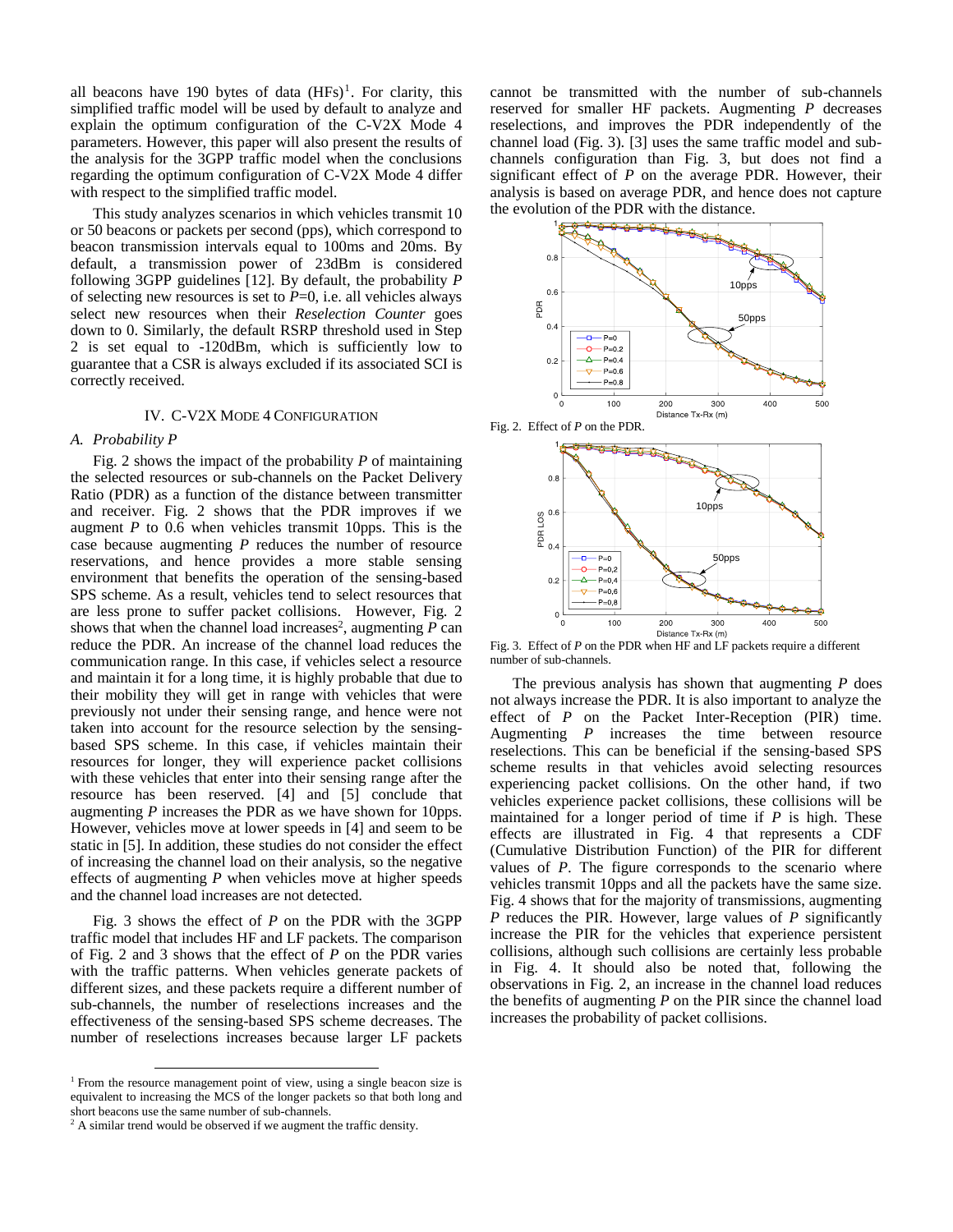all beacons have 190 bytes of data (HFs)[1]. For clarity, this simplified traffic model will be used by default to analyze and explain the optimum configuration of the C-V2X Mode 4 parameters. However, this paper will also present the results of the analysis for the 3GPP traffic model when the conclusions regarding the optimum configuration of C-V2X Mode 4 differ with respect to the simplified traffic model.

This study analyzes scenarios in which vehicles transmit 10 or 50 beacons or packets per second (pps), which correspond to beacon transmission intervals equal to 100ms and 20ms. By default, a transmission power of 23dBm is considered following 3GPP guidelines [12]. By default, the probability $P$ of selecting new resources is set to $P$=0, i.e. all vehicles always select new resources when their *Reselection Counter* goes down to 0. Similarly, the default RSRP threshold used in Step 2 is set equal to -120dBm, which is sufficiently low to guarantee that a CSR is always excluded if its associated SCI is correctly received.

## IV. C-V2X Mode 4 Configuration

### A. Probability P

Fig. 2 shows the impact of the probability $P$ of maintaining the selected resources or sub-channels on the Packet Delivery Ratio (PDR) as a function of the distance between transmitter and receiver. Fig. 2 shows that the PDR improves if we augment $P$ to 0.6 when vehicles transmit 10pps. This is the case because augmenting $P$ reduces the number of resource reservations, and hence provides a more stable sensing environment that benefits the operation of the sensing-based SPS scheme. As a result, vehicles tend to select resources that are less prone to suffer packet collisions. However, Fig. 2 shows that when the channel load increases[2], augmenting $P$ can reduce the PDR. An increase of the channel load reduces the communication range. In this case, if vehicles select a resource and maintain it for a long time, it is highly probable that due to their mobility they will get in range with vehicles that were previously not under their sensing range, and hence were not taken into account for the resource selection by the sensing-based SPS scheme. In this case, if vehicles maintain their resources for longer, they will experience packet collisions with these vehicles that enter into their sensing range after the resource has been reserved. [4] and [5] conclude that augmenting $P$ increases the PDR as we have shown for 10pps. However, vehicles move at lower speeds in [4] and seem to be static in [5]. In addition, these studies do not consider the effect of increasing the channel load on their analysis, so the negative effects of augmenting $P$ when vehicles move at higher speeds and the channel load increases are not detected.

Fig. 3 shows the effect of $P$ on the PDR with the 3GPP traffic model that includes HF and LF packets. The comparison of Fig. 2 and 3 shows that the effect of $P$ on the PDR varies with the traffic patterns. When vehicles generate packets of different sizes, and these packets require a different number of sub-channels, the number of reselections increases and the effectiveness of the sensing-based SPS scheme decreases. The number of reselections increases because larger LF packets cannot be transmitted with the number of sub-channels reserved for smaller HF packets. Augmenting $P$ decreases reselections, and improves the PDR independently of the channel load (Fig. 3). [3] uses the same traffic model and sub-channels configuration than Fig. 3, but does not find a significant effect of $P$ on the average PDR. However, their analysis is based on average PDR, and hence does not capture the evolution of the PDR with the distance.

Fig. 2. Effect of $P$ on the PDR.

Fig. 3. Effect of $P$ on the PDR when HF and LF packets require a different number of sub-channels.

The previous analysis has shown that augmenting $P$ does not always increase the PDR. It is also important to analyze the effect of $P$ on the Packet Inter-Reception (PIR) time. Augmenting $P$ increases the time between resource reselections. This can be beneficial if the sensing-based SPS scheme results in that vehicles avoid selecting resources experiencing packet collisions. On the other hand, if two vehicles experience packet collisions, these collisions will be maintained for a longer period of time if $P$ is high. These effects are illustrated in Fig. 4 that represents a CDF (Cumulative Distribution Function) of the PIR for different values of $P$. The figure corresponds to the scenario where vehicles transmit 10pps and all the packets have the same size. Fig. 4 shows that for the majority of transmissions, augmenting $P$ reduces the PIR. However, large values of $P$ significantly increase the PIR for the vehicles that experience persistent collisions, although such collisions are certainly less probable in Fig. 4. It should also be noted that, following the observations in Fig. 2, an increase in the channel load reduces the benefits of augmenting $P$ on the PIR since the channel load increases the probability of packet collisions.

[1] From the resource management point of view, using a single beacon size is equivalent to increasing the MCS of the longer packets so that both long and short beacons use the same number of sub-channels.

[2] A similar trend would be observed if we augment the traffic density.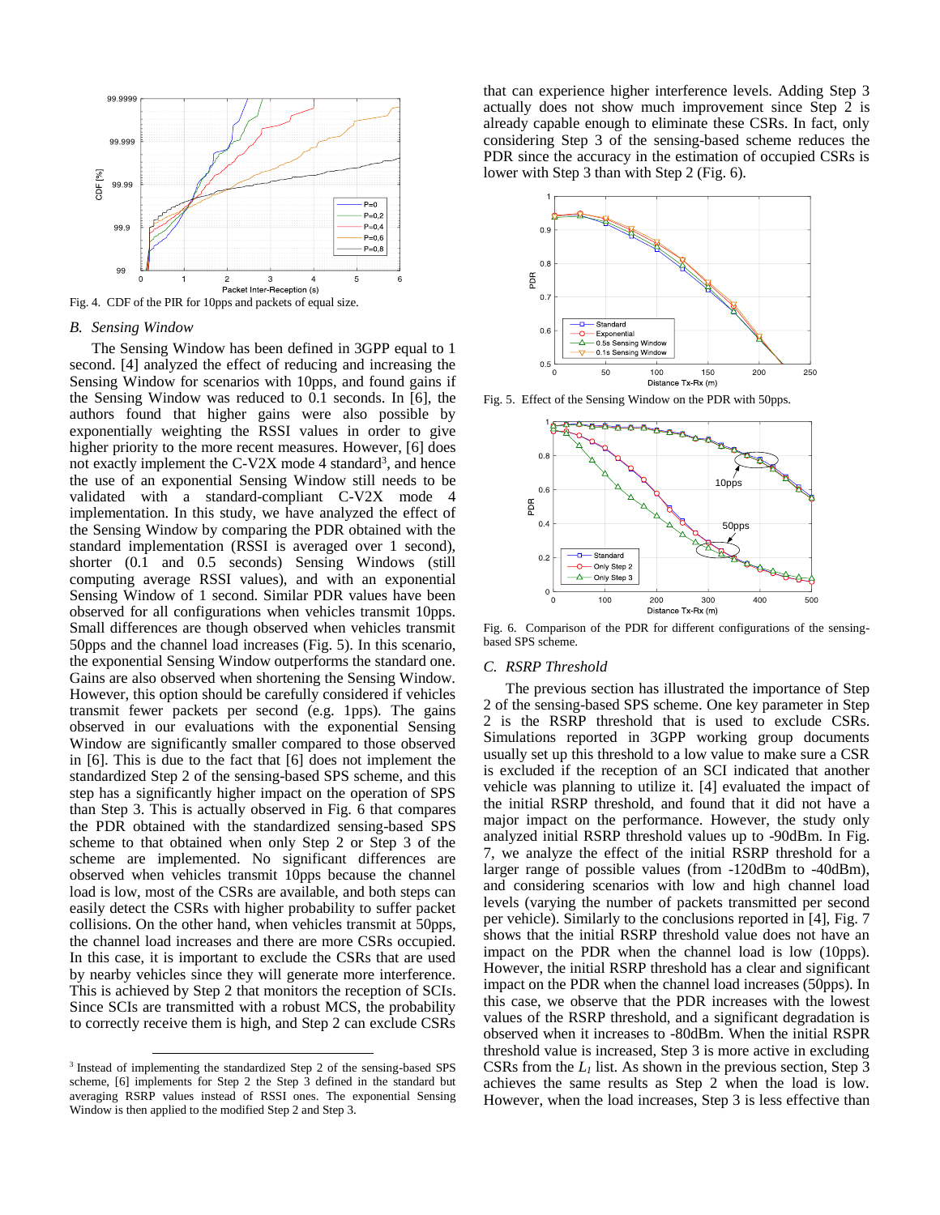Fig. 4. CDF of the PIR for 10pps and packets of equal size.

### B. *Sensing Window*

The Sensing Window has been defined in 3GPP equal to 1 second. [4] analyzed the effect of reducing and increasing the Sensing Window for scenarios with 10pps, and found gains if the Sensing Window was reduced to 0.1 seconds. In [6], the authors found that higher gains were also possible by exponentially weighting the RSSI values in order to give higher priority to the more recent measures. However, [6] does not exactly implement the C-V2X mode 4 standard[3], and hence the use of an exponential Sensing Window still needs to be validated with a standard-compliant C-V2X mode 4 implementation. In this study, we have analyzed the effect of the Sensing Window by comparing the PDR obtained with the standard implementation (RSSI is averaged over 1 second), shorter (0.1 and 0.5 seconds) Sensing Windows (still computing average RSSI values), and with an exponential Sensing Window of 1 second. Similar PDR values have been observed for all configurations when vehicles transmit 10pps. Small differences are though observed when vehicles transmit 50pps and the channel load increases (Fig. 5). In this scenario, the exponential Sensing Window outperforms the standard one. Gains are also observed when shortening the Sensing Window. However, this option should be carefully considered if vehicles transmit fewer packets per second (e.g. 1pps). The gains observed in our evaluations with the exponential Sensing Window are significantly smaller compared to those observed in [6]. This is due to the fact that [6] does not implement the standardized Step 2 of the sensing-based SPS scheme, and this step has a significantly higher impact on the operation of SPS than Step 3. This is actually observed in Fig. 6 that compares the PDR obtained with the standardized sensing-based SPS scheme to that obtained when only Step 2 or Step 3 of the scheme are implemented. No significant differences are observed when vehicles transmit 10pps because the channel load is low, most of the CSRs are available, and both steps can easily detect the CSRs with higher probability to suffer packet collisions. On the other hand, when vehicles transmit at 50pps, the channel load increases and there are more CSRs occupied. In this case, it is important to exclude the CSRs that are used by nearby vehicles since they will generate more interference. This is achieved by Step 2 that monitors the reception of SCIs. Since SCIs are transmitted with a robust MCS, the probability to correctly receive them is high, and Step 2 can exclude CSRs that can experience higher interference levels. Adding Step 3 actually does not show much improvement since Step 2 is already capable enough to eliminate these CSRs. In fact, only considering Step 3 of the sensing-based scheme reduces the PDR since the accuracy in the estimation of occupied CSRs is lower with Step 3 than with Step 2 (Fig. 6).

Fig. 5. Effect of the Sensing Window on the PDR with 50pps.

Fig. 6. Comparison of the PDR for different configurations of the sensing-based SPS scheme.

### C. *RSRP Threshold*

The previous section has illustrated the importance of Step 2 of the sensing-based SPS scheme. One key parameter in Step 2 is the RSRP threshold that is used to exclude CSRs. Simulations reported in 3GPP working group documents usually set up this threshold to a low value to make sure a CSR is excluded if the reception of an SCI indicated that another vehicle was planning to utilize it. [4] evaluated the impact of the initial RSRP threshold, and found that it did not have a major impact on the performance. However, the study only analyzed initial RSRP threshold values up to -90dBm. In Fig. 7, we analyze the effect of the initial RSRP threshold for a larger range of possible values (from -120dBm to -40dBm), and considering scenarios with low and high channel load levels (varying the number of packets transmitted per second per vehicle). Similarly to the conclusions reported in [4], Fig. 7 shows that the initial RSRP threshold value does not have an impact on the PDR when the channel load is low (10pps). However, the initial RSRP threshold has a clear and significant impact on the PDR when the channel load increases (50pps). In this case, we observe that the PDR increases with the lowest values of the RSRP threshold, and a significant degradation is observed when it increases to -80dBm. When the initial RSPR threshold value is increased, Step 3 is more active in excluding CSRs from the $L_1$ list. As shown in the previous section, Step 3 achieves the same results as Step 2 when the load is low. However, when the load increases, Step 3 is less effective than

[3] Instead of implementing the standardized Step 2 of the sensing-based SPS scheme, [6] implements for Step 2 the Step 3 defined in the standard but averaging RSRP values instead of RSSI ones. The exponential Sensing Window is then applied to the modified Step 2 and Step 3.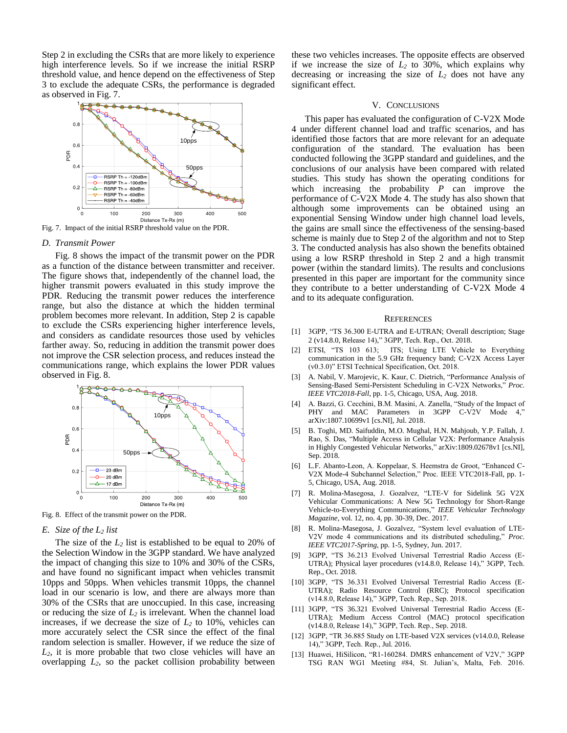Step 2 in excluding the CSRs that are more likely to experience high interference levels. So if we increase the initial RSRP threshold value, and hence depend on the effectiveness of Step 3 to exclude the adequate CSRs, the performance is degraded as observed in Fig. 7.

PDR
Distance Tx-Rx (m)
10pps
50pps
RSRP Th = -120dBm
RSRP Th = -100dBm
RSRP Th = -80dBm
RSRP Th = -60dBm
RSRP Th = -40dBm

Fig. 7. Impact of the initial RSRP threshold value on the PDR.

### D. *Transmit Power*

Fig. 8 shows the impact of the transmit power on the PDR as a function of the distance between transmitter and receiver. The figure shows that, independently of the channel load, the higher transmit powers evaluated in this study improve the PDR. Reducing the transmit power reduces the interference range, but also the distance at which the hidden terminal problem becomes more relevant. In addition, Step 2 is capable to exclude the CSRs experiencing higher interference levels, and considers as candidate resources those used by vehicles farther away. So, reducing in addition the transmit power does not improve the CSR selection process, and reduces instead the communications range, which explains the lower PDR values observed in Fig. 8.

PDR
Distance Tx-Rx (m)
10pps
50pps
23 dBm
20 dBm
17 dBm

Fig. 8. Effect of the transmit power on the PDR.

### E. *Size of the $L_2$ list*

The size of the $L_2$ list is established to be equal to 20% of the Selection Window in the 3GPP standard. We have analyzed the impact of changing this size to 10% and 30% of the CSRs, and have found no significant impact when vehicles transmit 10pps and 50pps. When vehicles transmit 10pps, the channel load in our scenario is low, and there are always more than 30% of the CSRs that are unoccupied. In this case, increasing or reducing the size of $L_2$ is irrelevant. When the channel load increases, if we decrease the size of $L_2$ to 10%, vehicles can more accurately select the CSR since the effect of the final random selection is smaller. However, if we reduce the size of $L_2$, it is more probable that two close vehicles will have an overlapping $L_2$, so the packet collision probability between these two vehicles increases. The opposite effects are observed if we increase the size of $L_2$ to 30%, which explains why decreasing or increasing the size of $L_2$ does not have any significant effect.

## V. Conclusions

This paper has evaluated the configuration of C-V2X Mode 4 under different channel load and traffic scenarios, and has identified those factors that are more relevant for an adequate configuration of the standard. The evaluation has been conducted following the 3GPP standard and guidelines, and the conclusions of our analysis have been compared with related studies. This study has shown the operating conditions for which increasing the probability *P* can improve the performance of C-V2X Mode 4. The study has also shown that although some improvements can be obtained using an exponential Sensing Window under high channel load levels, the gains are small since the effectiveness of the sensing-based scheme is mainly due to Step 2 of the algorithm and not to Step 3. The conducted analysis has also shown the benefits obtained using a low RSRP threshold in Step 2 and a high transmit power (within the standard limits). The results and conclusions presented in this paper are important for the community since they contribute to a better understanding of C-V2X Mode 4 and to its adequate configuration.

## References

[1] 3GPP, "TS 36.300 E-UTRA and E-UTRAN; Overall description; Stage 2 (v14.8.0, Release 14)," 3GPP, Tech. Rep., Oct. 2018.

[2] ETSI, "TS 103 613; ITS; Using LTE Vehicle to Everything communication in the 5.9 GHz frequency band; C-V2X Access Layer (v0.3.0)" ETSI Technical Specification, Oct. 2018.

[3] A. Nabil, V. Marojevic, K. Kaur, C. Dietrich, "Performance Analysis of Sensing-Based Semi-Persistent Scheduling in C-V2X Networks," *Proc. IEEE VTC2018-Fall*, pp. 1-5, Chicago, USA, Aug. 2018.

[4] A. Bazzi, G. Cecchini, B.M. Masini, A. Zanella, "Study of the Impact of PHY and MAC Parameters in 3GPP C-V2V Mode 4," arXiv:1807.10699v1 [cs.NI], Jul. 2018.

[5] B. Toghi, MD. Saifuddin, M.O. Mughal, H.N. Mahjoub, Y.P. Fallah, J. Rao, S. Das, "Multiple Access in Cellular V2X: Performance Analysis in Highly Congested Vehicular Networks," arXiv:1809.02678v1 [cs.NI], Sep. 2018.

[6] L.F. Abanto-Leon, A. Koppelaar, S. Heemstra de Groot, "Enhanced C-V2X Mode-4 Subchannel Selection," Proc. IEEE VTC2018-Fall, pp. 1-5, Chicago, USA, Aug. 2018.

[7] R. Molina-Masegosa, J. Gozalvez, "LTE-V for Sidelink 5G V2X Vehicular Communications: A New 5G Technology for Short-Range Vehicle-to-Everything Communications," *IEEE Vehicular Technology Magazine*, vol. 12, no. 4, pp. 30-39, Dec. 2017.

[8] R. Molina-Masegosa, J. Gozalvez, "System level evaluation of LTE-V2V mode 4 communications and its distributed scheduling," *Proc. IEEE VTC2017-Spring*, pp. 1-5, Sydney, Jun. 2017.

[9] 3GPP, "TS 36.213 Evolved Universal Terrestrial Radio Access (E-UTRA); Physical layer procedures (v14.8.0, Release 14)," 3GPP, Tech. Rep., Oct. 2018.

[10] 3GPP, "TS 36.331 Evolved Universal Terrestrial Radio Access (E-UTRA); Radio Resource Control (RRC); Protocol specification (v14.8.0, Release 14)," 3GPP, Tech. Rep., Sep. 2018.

[11] 3GPP, "TS 36.321 Evolved Universal Terrestrial Radio Access (E-UTRA); Medium Access Control (MAC) protocol specification (v14.8.0, Release 14)," 3GPP, Tech. Rep., Sep. 2018.

[12] 3GPP, "TR 36.885 Study on LTE-based V2X services (v14.0.0, Release 14)," 3GPP, Tech. Rep., Jul. 2016.

[13] Huawei, HiSilicon, "R1-160284. DMRS enhancement of V2V," 3GPP TSG RAN WG1 Meeting #84, St. Julian's, Malta, Feb. 2016.